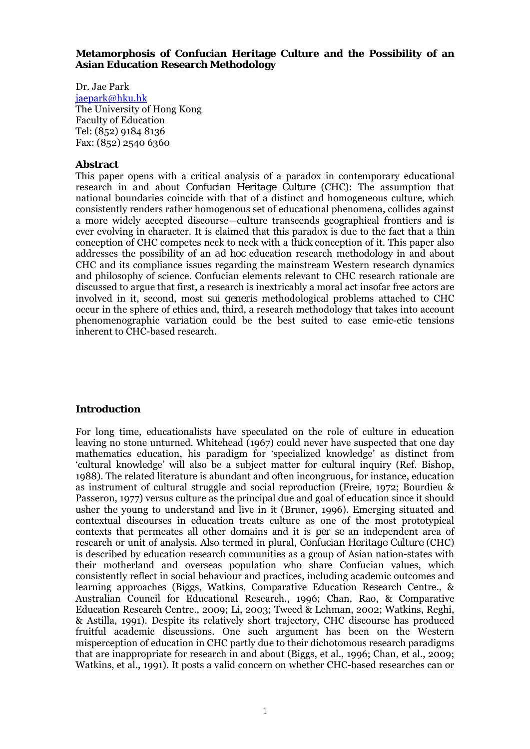**Metamorphosis of Confucian Heritage Culture and the Possibility of an Asian Education Research Methodology**

Dr. Jae Park
jaepark@hku.hk
The University of Hong Kong
Faculty of Education
Tel: (852) 9184 8136
Fax: (852) 2540 6360

## Abstract

This paper opens with a critical analysis of a paradox in contemporary educational research in and about *Confucian Heritage Culture* (CHC): The assumption that national boundaries coincide with that of a distinct and homogeneous culture, which consistently renders rather homogenous set of educational phenomena, collides against a more widely accepted discourse—culture transcends geographical frontiers and is ever evolving in character. It is claimed that this paradox is due to the fact that a *thin* conception of CHC competes neck to neck with a *thick* conception of it. This paper also addresses the possibility of an *ad hoc* education research methodology in and about CHC and its compliance issues regarding the mainstream Western research dynamics and philosophy of science. Confucian elements relevant to CHC research rationale are discussed to argue that first, a research is inextricably a moral act insofar free actors are involved in it, second, most *sui generis* methodological problems attached to CHC occur in the sphere of ethics and, third, a research methodology that takes into account phenomenographic *variation* could be the best suited to ease emic-etic tensions inherent to CHC-based research.

## Introduction

For long time, educationalists have speculated on the role of culture in education leaving no stone unturned. Whitehead (1967) could never have suspected that one day mathematics education, his paradigm for 'specialized knowledge' as distinct from 'cultural knowledge' will also be a subject matter for cultural inquiry (Ref. Bishop, 1988). The related literature is abundant and often incongruous, for instance, education as instrument of cultural struggle and social reproduction (Freire, 1972; Bourdieu & Passeron, 1977) versus culture as the principal due and goal of education since it should usher the young to understand and live in it (Bruner, 1996). Emerging situated and contextual discourses in education treats culture as one of the most prototypical contexts that permeates all other domains and it is *per se* an independent area of research or unit of analysis. Also termed in plural, *Confucian Heritage Culture* (CHC) is described by education research communities as a group of Asian nation-states with their motherland and overseas population who share Confucian values, which consistently reflect in social behaviour and practices, including academic outcomes and learning approaches (Biggs, Watkins, Comparative Education Research Centre., & Australian Council for Educational Research., 1996; Chan, Rao, & Comparative Education Research Centre., 2009; Li, 2003; Tweed & Lehman, 2002; Watkins, Reghi, & Astilla, 1991). Despite its relatively short trajectory, CHC discourse has produced fruitful academic discussions. One such argument has been on the Western misperception of education in CHC partly due to their dichotomous research paradigms that are inappropriate for research in and about (Biggs, et al., 1996; Chan, et al., 2009; Watkins, et al., 1991). It posts a valid concern on whether CHC-based researches can or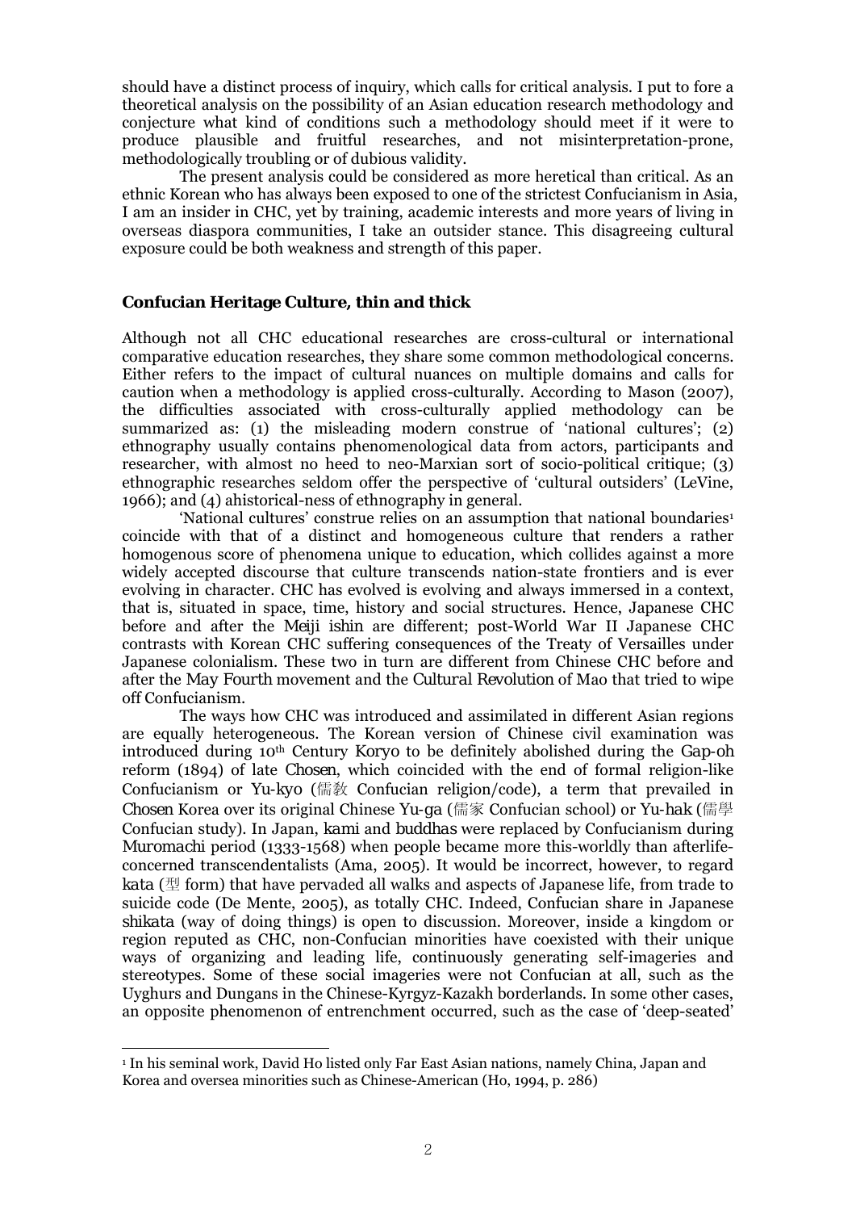should have a distinct process of inquiry, which calls for critical analysis. I put to fore a theoretical analysis on the possibility of an Asian education research methodology and conjecture what kind of conditions such a methodology should meet if it were to produce plausible and fruitful researches, and not misinterpretation-prone, methodologically troubling or of dubious validity.

The present analysis could be considered as more heretical than critical. As an ethnic Korean who has always been exposed to one of the strictest Confucianism in Asia, I am an insider in CHC, yet by training, academic interests and more years of living in overseas diaspora communities, I take an outsider stance. This disagreeing cultural exposure could be both weakness and strength of this paper.

**Confucian Heritage Culture, thin and thick**

Although not all CHC educational researches are cross-cultural or international comparative education researches, they share some common methodological concerns. Either refers to the impact of cultural nuances on multiple domains and calls for caution when a methodology is applied cross-culturally. According to Mason (2007), the difficulties associated with cross-culturally applied methodology can be summarized as: (1) the misleading modern construe of 'national cultures'; (2) ethnography usually contains phenomenological data from actors, participants and researcher, with almost no heed to neo-Marxian sort of socio-political critique; (3) ethnographic researches seldom offer the perspective of 'cultural outsiders' (LeVine, 1966); and (4) ahistorical-ness of ethnography in general.

'National cultures' construe relies on an assumption that national boundaries[1] coincide with that of a distinct and homogeneous culture that renders a rather homogenous score of phenomena unique to education, which collides against a more widely accepted discourse that culture transcends nation-state frontiers and is ever evolving in character. CHC has evolved is evolving and always immersed in a context, that is, situated in space, time, history and social structures. Hence, Japanese CHC before and after the *Meiji ishin* are different; post-World War II Japanese CHC contrasts with Korean CHC suffering consequences of the Treaty of Versailles under Japanese colonialism. These two in turn are different from Chinese CHC before and after the *May Fourth* movement and the *Cultural Revolution* of Mao that tried to wipe off Confucianism.

The ways how CHC was introduced and assimilated in different Asian regions are equally heterogeneous. The Korean version of Chinese civil examination was introduced during 10th Century *Koryo* to be definitely abolished during the *Gap-oh* reform (1894) of late *Chosen*, which coincided with the end of formal religion-like Confucianism or *Yu-kyo* (儒教 Confucian religion/code), a term that prevailed in *Chosen* Korea over its original Chinese *Yu-ga* (儒家 Confucian school) or *Yu-hak* (儒學 Confucian study). In Japan, *kami* and *buddhas* were replaced by Confucianism during *Muromachi* period (1333-1568) when people became more this-worldly than afterlife-concerned transcendentalists (Ama, 2005). It would be incorrect, however, to regard *kata* (型 form) that have pervaded all walks and aspects of Japanese life, from trade to suicide code (De Mente, 2005), as totally CHC. Indeed, Confucian share in Japanese *shikata* (way of doing things) is open to discussion. Moreover, inside a kingdom or region reputed as CHC, non-Confucian minorities have coexisted with their unique ways of organizing and leading life, continuously generating self-imageries and stereotypes. Some of these social imageries were not Confucian at all, such as the Uyghurs and Dungans in the Chinese-Kyrgyz-Kazakh borderlands. In some other cases, an opposite phenomenon of entrenchment occurred, such as the case of 'deep-seated'

[1] In his seminal work, David Ho listed only Far East Asian nations, namely China, Japan and Korea and oversea minorities such as Chinese-American (Ho, 1994, p. 286)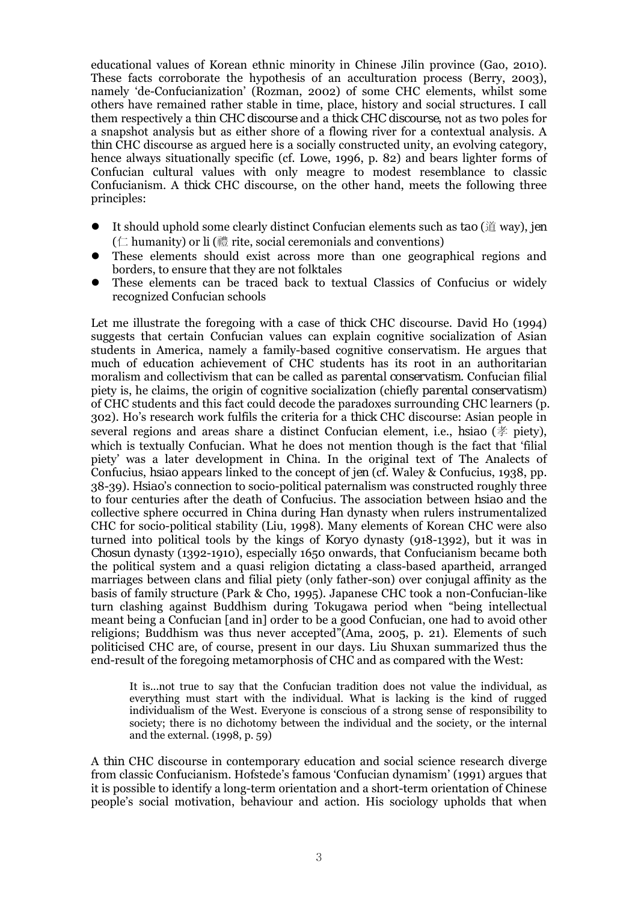educational values of Korean ethnic minority in Chinese Jilin province (Gao, 2010). These facts corroborate the hypothesis of an acculturation process (Berry, 2003), namely 'de-Confucianization' (Rozman, 2002) of some CHC elements, whilst some others have remained rather stable in time, place, history and social structures. I call them respectively a *thin CHC discourse* and a *thick CHC discourse*, not as two poles for a snapshot analysis but as either shore of a flowing river for a contextual analysis. A *thin* CHC discourse as argued here is a socially constructed unity, an evolving category, hence always situationally specific (cf. Lowe, 1996, p. 82) and bears lighter forms of Confucian cultural values with only meagre to modest resemblance to classic Confucianism. A *thick* CHC discourse, on the other hand, meets the following three principles:

- It should uphold some clearly distinct Confucian elements such as *tao* (道 way), *jen* (仁 humanity) or *li* (禮 rite, social ceremonials and conventions)
- These elements should exist across more than one geographical regions and borders, to ensure that they are not folktales
- These elements can be traced back to textual Classics of Confucius or widely recognized Confucian schools

Let me illustrate the foregoing with a case of *thick* CHC discourse. David Ho (1994) suggests that certain Confucian values can explain cognitive socialization of Asian students in America, namely a family-based cognitive conservatism. He argues that much of education achievement of CHC students has its root in an authoritarian moralism and collectivism that can be called as *parental conservatism*. Confucian filial piety is, he claims, the origin of cognitive socialization (chiefly *parental conservatism*) of CHC students and this fact could decode the paradoxes surrounding CHC learners (p. 302). Ho's research work fulfils the criteria for a *thick* CHC discourse: Asian people in several regions and areas share a distinct Confucian element, i.e., *hsiao* (孝 piety), which is textually Confucian. What he does not mention though is the fact that 'filial piety' was a later development in China. In the original text of The Analects of Confucius, *hsiao* appears linked to the concept of *jen* (cf. Waley & Confucius, 1938, pp. 38-39). *Hsiao*'s connection to socio-political paternalism was constructed roughly three to four centuries after the death of Confucius. The association between *hsiao* and the collective sphere occurred in China during *Han* dynasty when rulers instrumentalized CHC for socio-political stability (Liu, 1998). Many elements of Korean CHC were also turned into political tools by the kings of *Koryo* dynasty (918-1392), but it was in *Chosun* dynasty (1392-1910), especially 1650 onwards, that Confucianism became both the political system and a quasi religion dictating a class-based apartheid, arranged marriages between clans and filial piety (only father-son) over conjugal affinity as the basis of family structure (Park & Cho, 1995). Japanese CHC took a non-Confucian-like turn clashing against Buddhism during Tokugawa period when "being intellectual meant being a Confucian [and in] order to be a good Confucian, one had to avoid other religions; Buddhism was thus never accepted"(Ama, 2005, p. 21). Elements of such politicised CHC are, of course, present in our days. Liu Shuxan summarized thus the end-result of the foregoing metamorphosis of CHC and as compared with the West:

> It is...not true to say that the Confucian tradition does not value the individual, as everything must start with the individual. What is lacking is the kind of rugged individualism of the West. Everyone is conscious of a strong sense of responsibility to society; there is no dichotomy between the individual and the society, or the internal and the external. (1998, p. 59)

A *thin* CHC discourse in contemporary education and social science research diverge from classic Confucianism. Hofstede's famous 'Confucian dynamism' (1991) argues that it is possible to identify a long-term orientation and a short-term orientation of Chinese people's social motivation, behaviour and action. His sociology upholds that when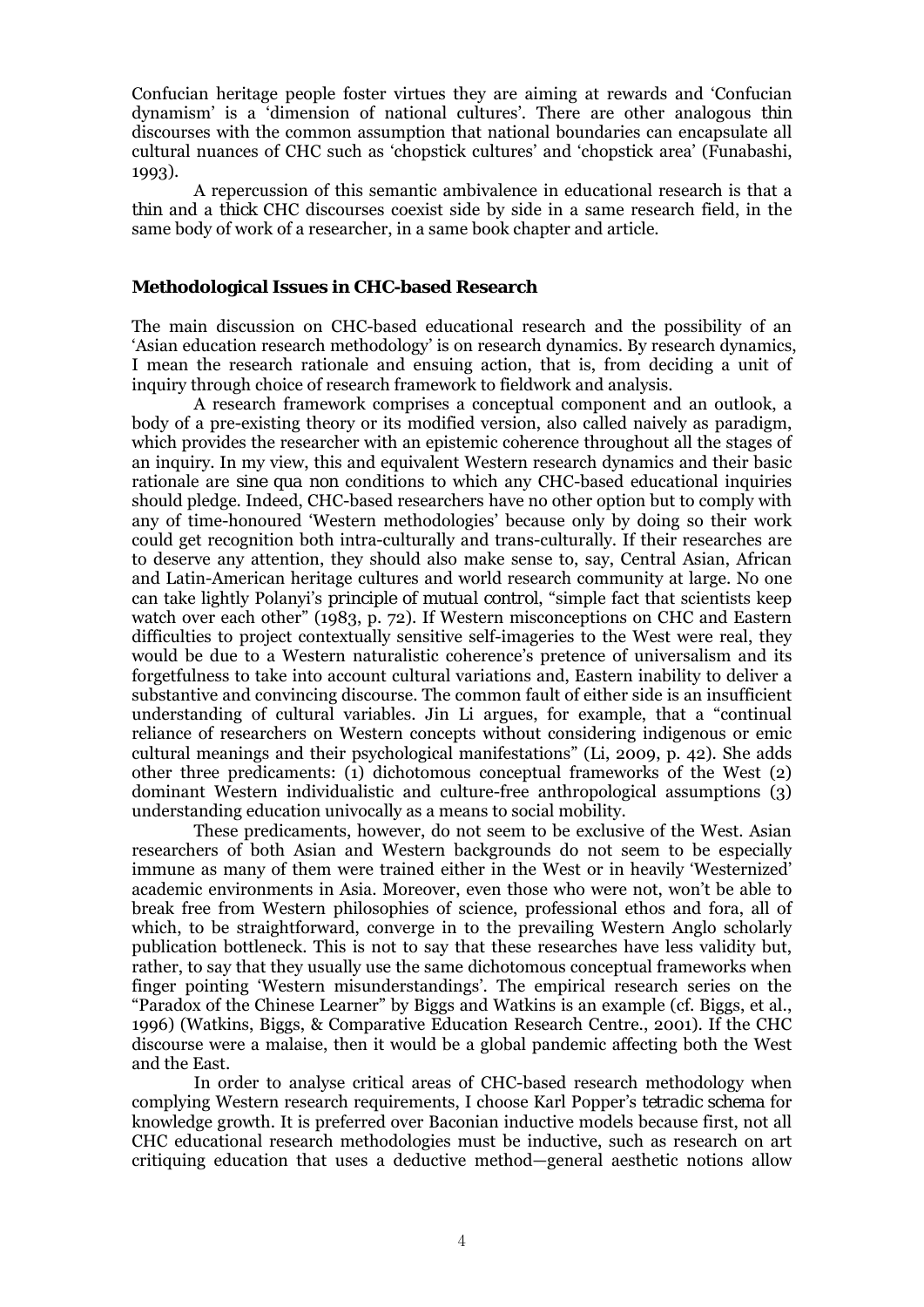Confucian heritage people foster virtues they are aiming at rewards and 'Confucian dynamism' is a 'dimension of national cultures'. There are other analogous *thin* discourses with the common assumption that national boundaries can encapsulate all cultural nuances of CHC such as 'chopstick cultures' and 'chopstick area' (Funabashi, 1993).

A repercussion of this semantic ambivalence in educational research is that a *thin* and a *thick* CHC discourses coexist side by side in a same research field, in the same body of work of a researcher, in a same book chapter and article.

### Methodological Issues in CHC-based Research

The main discussion on CHC-based educational research and the possibility of an 'Asian education research methodology' is on research dynamics. By research dynamics, I mean the research rationale and ensuing action, that is, from deciding a unit of inquiry through choice of research framework to fieldwork and analysis.

A research framework comprises a conceptual component and an outlook, a body of a pre-existing theory or its modified version, also called naively as paradigm, which provides the researcher with an epistemic coherence throughout all the stages of an inquiry. In my view, this and equivalent Western research dynamics and their basic rationale are *sine qua non* conditions to which any CHC-based educational inquiries should pledge. Indeed, CHC-based researchers have no other option but to comply with any of time-honoured 'Western methodologies' because only by doing so their work could get recognition both intra-culturally and trans-culturally. If their researches are to deserve any attention, they should also make sense to, say, Central Asian, African and Latin-American heritage cultures and world research community at large. No one can take lightly Polanyi's *principle of mutual control*, "simple fact that scientists keep watch over each other" (1983, p. 72). If Western misconceptions on CHC and Eastern difficulties to project contextually sensitive self-imageries to the West were real, they would be due to a Western naturalistic coherence's pretence of universalism and its forgetfulness to take into account cultural variations and, Eastern inability to deliver a substantive and convincing discourse. The common fault of either side is an insufficient understanding of cultural variables. Jin Li argues, for example, that a "continual reliance of researchers on Western concepts without considering indigenous or emic cultural meanings and their psychological manifestations" (Li, 2009, p. 42). She adds other three predicaments: (1) dichotomous conceptual frameworks of the West (2) dominant Western individualistic and culture-free anthropological assumptions (3) understanding education univocally as a means to social mobility.

These predicaments, however, do not seem to be exclusive of the West. Asian researchers of both Asian and Western backgrounds do not seem to be especially immune as many of them were trained either in the West or in heavily 'Westernized' academic environments in Asia. Moreover, even those who were not, won't be able to break free from Western philosophies of science, professional ethos and fora, all of which, to be straightforward, converge in to the prevailing Western Anglo scholarly publication bottleneck. This is not to say that these researches have less validity but, rather, to say that they usually use the same dichotomous conceptual frameworks when finger pointing 'Western misunderstandings'. The empirical research series on the "Paradox of the Chinese Learner" by Biggs and Watkins is an example (cf. Biggs, et al., 1996) (Watkins, Biggs, & Comparative Education Research Centre., 2001). If the CHC discourse were a malaise, then it would be a global pandemic affecting both the West and the East.

In order to analyse critical areas of CHC-based research methodology when complying Western research requirements, I choose Karl Popper's *tetradic schema* for knowledge growth. It is preferred over Baconian inductive models because first, not all CHC educational research methodologies must be inductive, such as research on art critiquing education that uses a deductive method—general aesthetic notions allow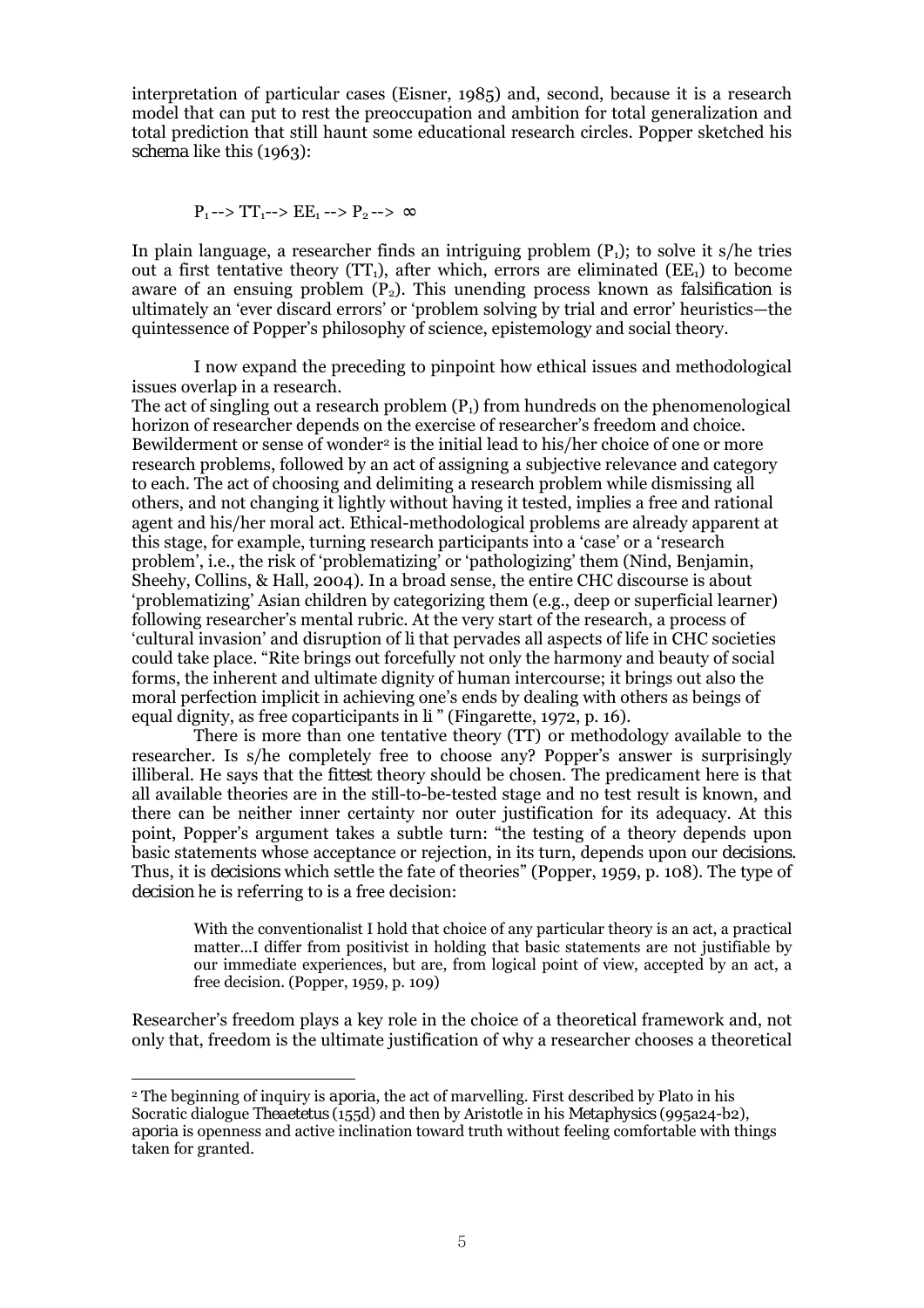interpretation of particular cases (Eisner, 1985) and, second, because it is a research model that can put to rest the preoccupation and ambition for total generalization and total prediction that still haunt some educational research circles. Popper sketched his *schema* like this (1963):

$$P_1 \dashrightarrow TT_1 \dashrightarrow EE_1 \dashrightarrow P_2 \dashrightarrow \infty$$

In plain language, a researcher finds an intriguing problem ($P_1$); to solve it s/he tries out a first tentative theory ($TT_1$), after which, errors are eliminated ($EE_1$) to become aware of an ensuing problem ($P_2$). This unending process known as *falsification* is ultimately an 'ever discard errors' or 'problem solving by trial and error' heuristics—the quintessence of Popper's philosophy of science, epistemology and social theory.

I now expand the preceding to pinpoint how ethical issues and methodological issues overlap in a research.

The act of singling out a research problem ($P_1$) from hundreds on the phenomenological horizon of researcher depends on the exercise of researcher's freedom and choice. Bewilderment or sense of wonder[2] is the initial lead to his/her choice of one or more research problems, followed by an act of assigning a subjective relevance and category to each. The act of choosing and delimiting a research problem while dismissing all others, and not changing it lightly without having it tested, implies a free and rational agent and his/her moral act. Ethical-methodological problems are already apparent at this stage, for example, turning research participants into a 'case' or a 'research problem', i.e., the risk of 'problematizing' or 'pathologizing' them (Nind, Benjamin, Sheehy, Collins, & Hall, 2004). In a broad sense, the entire CHC discourse is about 'problematizing' Asian children by categorizing them (e.g., deep or superficial learner) following researcher's mental rubric. At the very start of the research, a process of 'cultural invasion' and disruption of *li* that pervades all aspects of life in CHC societies could take place. "Rite brings out forcefully not only the harmony and beauty of social forms, the inherent and ultimate dignity of human intercourse; it brings out also the moral perfection implicit in achieving one's ends by dealing with others as beings of equal dignity, as free coparticipants in *li* " (Fingarette, 1972, p. 16).

There is more than one tentative theory (TT) or methodology available to the researcher. Is s/he completely free to choose any? Popper's answer is surprisingly illiberal. He says that the *fittest* theory should be chosen. The predicament here is that all available theories are in the still-to-be-tested stage and no test result is known, and there can be neither inner certainty nor outer justification for its adequacy. At this point, Popper's argument takes a subtle turn: "the testing of a theory depends upon basic statements whose acceptance or rejection, in its turn, depends upon our *decisions*. Thus, it is *decisions* which settle the fate of theories" (Popper, 1959, p. 108). The type of *decision* he is referring to is a free decision:

> With the conventionalist I hold that choice of any particular theory is an act, a practical matter...I differ from positivist in holding that basic statements are not justifiable by our immediate experiences, but are, from logical point of view, accepted by an act, a free decision. (Popper, 1959, p. 109)

Researcher's freedom plays a key role in the choice of a theoretical framework and, not only that, freedom is the ultimate justification of why a researcher chooses a theoretical

---

[2] The beginning of inquiry is *aporia*, the act of marvelling. First described by Plato in his Socratic dialogue *Theaetetus* (155d) and then by Aristotle in his *Metaphysics* (995a24-b2), *aporia* is openness and active inclination toward truth without feeling comfortable with things taken for granted.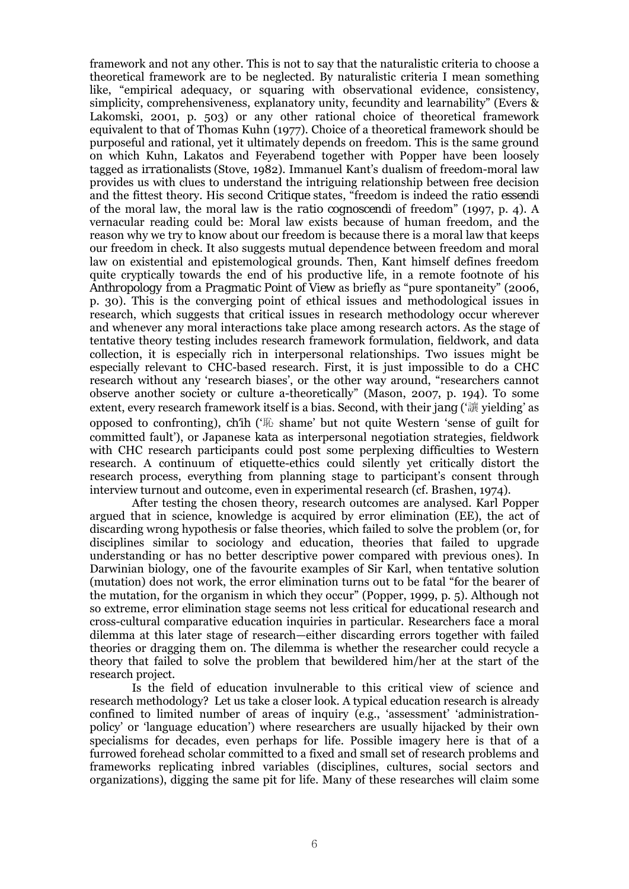framework and not any other. This is not to say that the naturalistic criteria to choose a theoretical framework are to be neglected. By naturalistic criteria I mean something like, "empirical adequacy, or squaring with observational evidence, consistency, simplicity, comprehensiveness, explanatory unity, fecundity and learnability" (Evers & Lakomski, 2001, p. 503) or any other rational choice of theoretical framework equivalent to that of Thomas Kuhn (1977). Choice of a theoretical framework should be purposeful and rational, yet it ultimately depends on freedom. This is the same ground on which Kuhn, Lakatos and Feyerabend together with Popper have been loosely tagged as *irrationalists* (Stove, 1982). Immanuel Kant's dualism of freedom-moral law provides us with clues to understand the intriguing relationship between free decision and the fittest theory. His second *Critique* states, "freedom is indeed the *ratio essendi* of the moral law, the moral law is the *ratio cognoscendi* of freedom" (1997, p. 4). A vernacular reading could be: Moral law exists because of human freedom, and the reason why we try to know about our freedom is because there is a moral law that keeps our freedom in check. It also suggests mutual dependence between freedom and moral law on existential and epistemological grounds. Then, Kant himself defines freedom quite cryptically towards the end of his productive life, in a remote footnote of his *Anthropology from a Pragmatic Point of View* as briefly as "pure spontaneity" (2006, p. 30). This is the converging point of ethical issues and methodological issues in research, which suggests that critical issues in research methodology occur wherever and whenever any moral interactions take place among research actors. As the stage of tentative theory testing includes research framework formulation, fieldwork, and data collection, it is especially rich in interpersonal relationships. Two issues might be especially relevant to CHC-based research. First, it is just impossible to do a CHC research without any 'research biases', or the other way around, "researchers cannot observe another society or culture a-theoretically" (Mason, 2007, p. 194). To some extent, every research framework itself is a bias. Second, with their *jang* ('讓 yielding' as opposed to confronting), *ch'ih* ('恥 shame' but not quite Western 'sense of guilt for committed fault'), or Japanese *kata* as interpersonal negotiation strategies, fieldwork with CHC research participants could post some perplexing difficulties to Western research. A continuum of etiquette-ethics could silently yet critically distort the research process, everything from planning stage to participant's consent through interview turnout and outcome, even in experimental research (cf. Brashen, 1974).

After testing the chosen theory, research outcomes are analysed. Karl Popper argued that in science, knowledge is acquired by error elimination (EE), the act of discarding wrong hypothesis or false theories, which failed to solve the problem (or, for disciplines similar to sociology and education, theories that failed to upgrade understanding or has no better descriptive power compared with previous ones). In Darwinian biology, one of the favourite examples of Sir Karl, when tentative solution (mutation) does not work, the error elimination turns out to be fatal "for the bearer of the mutation, for the organism in which they occur" (Popper, 1999, p. 5). Although not so extreme, error elimination stage seems not less critical for educational research and cross-cultural comparative education inquiries in particular. Researchers face a moral dilemma at this later stage of research—either discarding errors together with failed theories or dragging them on. The dilemma is whether the researcher could recycle a theory that failed to solve the problem that bewildered him/her at the start of the research project.

Is the field of education invulnerable to this critical view of science and research methodology? Let us take a closer look. A typical education research is already confined to limited number of areas of inquiry (e.g., 'assessment' 'administration-policy' or 'language education') where researchers are usually hijacked by their own specialisms for decades, even perhaps for life. Possible imagery here is that of a furrowed forehead scholar committed to a fixed and small set of research problems and frameworks replicating inbred variables (disciplines, cultures, social sectors and organizations), digging the same pit for life. Many of these researches will claim some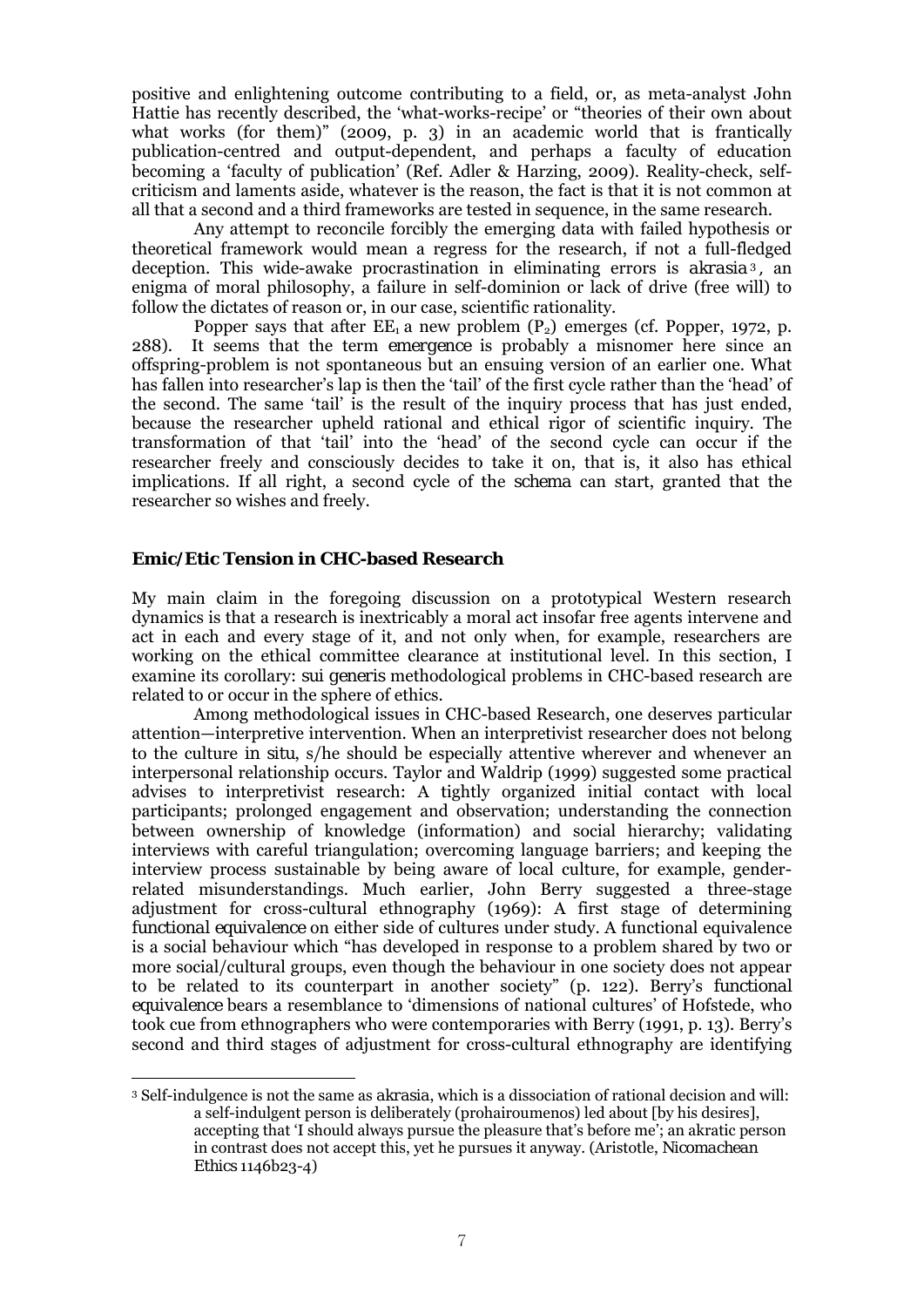positive and enlightening outcome contributing to a field, or, as meta-analyst John Hattie has recently described, the 'what-works-recipe' or "theories of their own about what works (for them)" (2009, p. 3) in an academic world that is frantically publication-centred and output-dependent, and perhaps a faculty of education becoming a 'faculty of publication' (Ref. Adler & Harzing, 2009). Reality-check, self-criticism and laments aside, whatever is the reason, the fact is that it is not common at all that a second and a third frameworks are tested in sequence, in the same research.

Any attempt to reconcile forcibly the emerging data with failed hypothesis or theoretical framework would mean a regress for the research, if not a full-fledged deception. This wide-awake procrastination in eliminating errors is *akrasia*[3], an enigma of moral philosophy, a failure in self-dominion or lack of drive (free will) to follow the dictates of reason or, in our case, scientific rationality.

Popper says that after $EE_1$ a new problem ($P_2$) emerges (cf. Popper, 1972, p. 288). It seems that the term *emergence* is probably a misnomer here since an offspring-problem is not spontaneous but an ensuing version of an earlier one. What has fallen into researcher's lap is then the 'tail' of the first cycle rather than the 'head' of the second. The same 'tail' is the result of the inquiry process that has just ended, because the researcher upheld rational and ethical rigor of scientific inquiry. The transformation of that 'tail' into the 'head' of the second cycle can occur if the researcher freely and consciously decides to take it on, that is, it also has ethical implications. If all right, a second cycle of the *schema* can start, granted that the researcher so wishes and freely.

## Emic/Etic Tension in CHC-based Research

My main claim in the foregoing discussion on a prototypical Western research dynamics is that a research is inextricably a moral act insofar free agents intervene and act in each and every stage of it, and not only when, for example, researchers are working on the ethical committee clearance at institutional level. In this section, I examine its corollary: *sui generis* methodological problems in CHC-based research are related to or occur in the sphere of ethics.

Among methodological issues in CHC-based Research, one deserves particular attention—interpretive intervention. When an interpretivist researcher does not belong to the culture *in situ*, s/he should be especially attentive wherever and whenever an interpersonal relationship occurs. Taylor and Waldrip (1999) suggested some practical advises to interpretivist research: A tightly organized initial contact with local participants; prolonged engagement and observation; understanding the connection between ownership of knowledge (information) and social hierarchy; validating interviews with careful triangulation; overcoming language barriers; and keeping the interview process sustainable by being aware of local culture, for example, gender-related misunderstandings. Much earlier, John Berry suggested a three-stage adjustment for cross-cultural ethnography (1969): A first stage of determining *functional equivalence* on either side of cultures under study. A functional equivalence is a social behaviour which "has developed in response to a problem shared by two or more social/cultural groups, even though the behaviour in one society does not appear to be related to its counterpart in another society" (p. 122). Berry's *functional equivalence* bears a resemblance to 'dimensions of national cultures' of Hofstede, who took cue from ethnographers who were contemporaries with Berry (1991, p. 13). Berry's second and third stages of adjustment for cross-cultural ethnography are identifying

---

[3] Self-indulgence is not the same as *akrasia*, which is a dissociation of rational decision and will:
> a self-indulgent person is deliberately (prohairoumenos) led about [by his desires], accepting that 'I should always pursue the pleasure that's before me'; an akratic person in contrast does not accept this, yet he pursues it anyway. (Aristotle, *Nicomachean Ethics* 1146b23-4)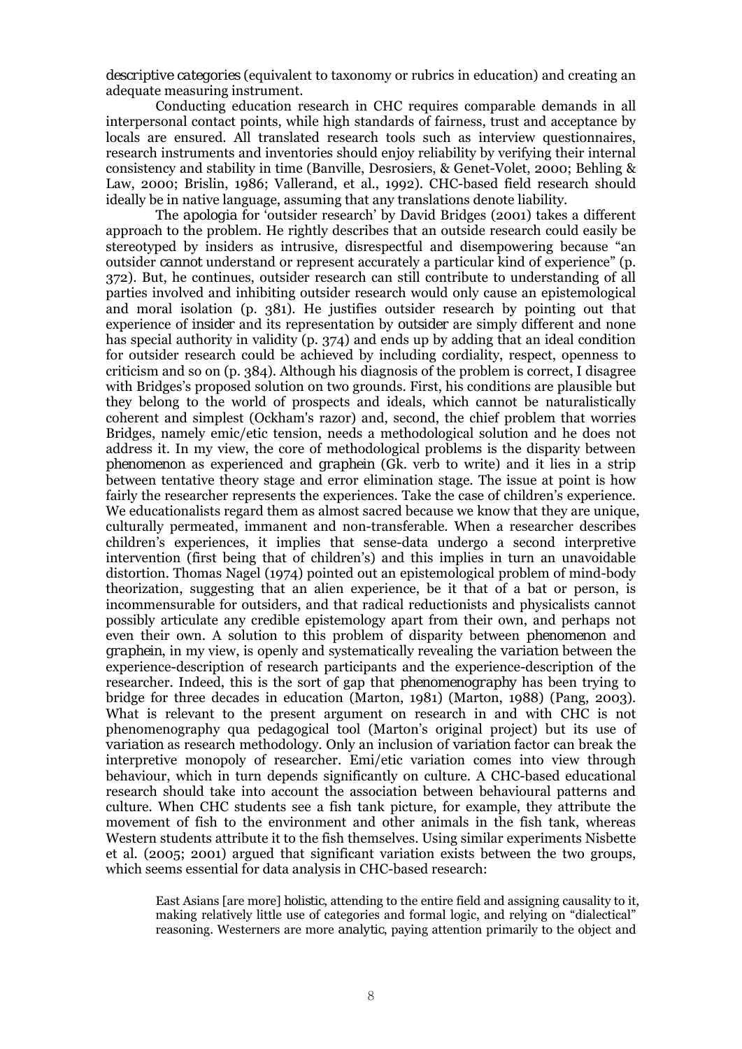*descriptive categories* (equivalent to taxonomy or rubrics in education) and creating an adequate measuring instrument.

Conducting education research in CHC requires comparable demands in all interpersonal contact points, while high standards of fairness, trust and acceptance by locals are ensured. All translated research tools such as interview questionnaires, research instruments and inventories should enjoy reliability by verifying their internal consistency and stability in time (Banville, Desrosiers, & Genet-Volet, 2000; Behling & Law, 2000; Brislin, 1986; Vallerand, et al., 1992). CHC-based field research should ideally be in native language, assuming that any translations denote liability.

The *apologia* for 'outsider research' by David Bridges (2001) takes a different approach to the problem. He rightly describes that an outside research could easily be stereotyped by insiders as intrusive, disrespectful and disempowering because "an outsider *cannot* understand or represent accurately a particular kind of experience" (p. 372). But, he continues, outsider research can still contribute to understanding of all parties involved and inhibiting outsider research would only cause an epistemological and moral isolation (p. 381). He justifies outsider research by pointing out that experience of *insider* and its representation by *outsider* are simply different and none has special authority in validity (p. 374) and ends up by adding that an ideal condition for outsider research could be achieved by including cordiality, respect, openness to criticism and so on (p. 384). Although his diagnosis of the problem is correct, I disagree with Bridges's proposed solution on two grounds. First, his conditions are plausible but they belong to the world of prospects and ideals, which cannot be naturalistically coherent and simplest (Ockham's razor) and, second, the chief problem that worries Bridges, namely emic/etic tension, needs a methodological solution and he does not address it. In my view, the core of methodological problems is the disparity between *phenomenon* as experienced and *graphein* (Gk. verb to write) and it lies in a strip between tentative theory stage and error elimination stage. The issue at point is how fairly the researcher represents the experiences. Take the case of children's experience. We educationalists regard them as almost sacred because we know that they are unique, culturally permeated, immanent and non-transferable. When a researcher describes children's experiences, it implies that sense-data undergo a second interpretive intervention (first being that of children's) and this implies in turn an unavoidable distortion. Thomas Nagel (1974) pointed out an epistemological problem of mind-body theorization, suggesting that an alien experience, be it that of a bat or person, is incommensurable for outsiders, and that radical reductionists and physicalists cannot possibly articulate any credible epistemology apart from their own, and perhaps not even their own. A solution to this problem of disparity between *phenomenon* and *graphein*, in my view, is openly and systematically revealing the *variation* between the experience-description of research participants and the experience-description of the researcher. Indeed, this is the sort of gap that *phenomenography* has been trying to bridge for three decades in education (Marton, 1981) (Marton, 1988) (Pang, 2003). What is relevant to the present argument on research in and with CHC is not phenomenography qua pedagogical tool (Marton's original project) but its use of *variation* as research methodology. Only an inclusion of *variation* factor can break the interpretive monopoly of researcher. Emi/etic variation comes into view through behaviour, which in turn depends significantly on culture. A CHC-based educational research should take into account the association between behavioural patterns and culture. When CHC students see a fish tank picture, for example, they attribute the movement of fish to the environment and other animals in the fish tank, whereas Western students attribute it to the fish themselves. Using similar experiments Nisbette et al. (2005; 2001) argued that significant variation exists between the two groups, which seems essential for data analysis in CHC-based research:

> East Asians [are more] *holistic*, attending to the entire field and assigning causality to it, making relatively little use of categories and formal logic, and relying on "dialectical" reasoning. Westerners are more *analytic*, paying attention primarily to the object and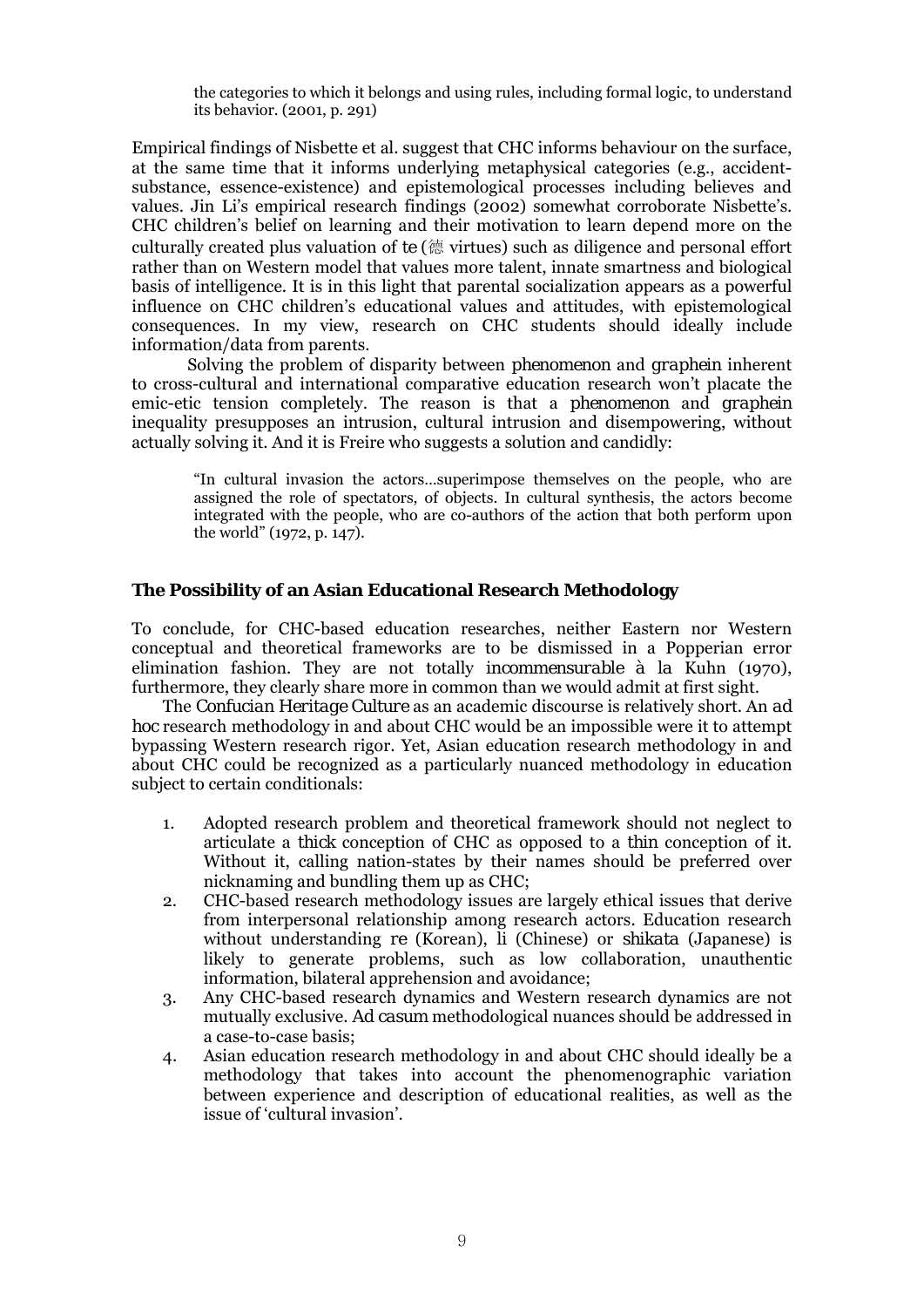> the categories to which it belongs and using rules, including formal logic, to understand its behavior. (2001, p. 291)

Empirical findings of Nisbette et al. suggest that CHC informs behaviour on the surface, at the same time that it informs underlying metaphysical categories (e.g., accident-substance, essence-existence) and epistemological processes including believes and values. Jin Li's empirical research findings (2002) somewhat corroborate Nisbette's. CHC children's belief on learning and their motivation to learn depend more on the culturally created plus valuation of *te* (德 virtues) such as diligence and personal effort rather than on Western model that values more talent, innate smartness and biological basis of intelligence. It is in this light that parental socialization appears as a powerful influence on CHC children's educational values and attitudes, with epistemological consequences. In my view, research on CHC students should ideally include information/data from parents.

Solving the problem of disparity between *phenomenon* and *graphein* inherent to cross-cultural and international comparative education research won't placate the emic-etic tension completely. The reason is that a *phenomenon* and *graphein* inequality presupposes an intrusion, cultural intrusion and disempowering, without actually solving it. And it is Freire who suggests a solution and candidly:

> "In cultural invasion the actors…superimpose themselves on the people, who are assigned the role of spectators, of objects. In cultural synthesis, the actors become integrated with the people, who are co-authors of the action that both perform upon the world" (1972, p. 147).

### The Possibility of an Asian Educational Research Methodology

To conclude, for CHC-based education researches, neither Eastern nor Western conceptual and theoretical frameworks are to be dismissed in a Popperian error elimination fashion. They are not totally *incommensurable à la* Kuhn (1970), furthermore, they clearly share more in common than we would admit at first sight.

The *Confucian Heritage Culture* as an academic discourse is relatively short. An *ad hoc* research methodology in and about CHC would be an impossible were it to attempt bypassing Western research rigor. Yet, Asian education research methodology in and about CHC could be recognized as a particularly nuanced methodology in education subject to certain conditionals:

1. Adopted research problem and theoretical framework should not neglect to articulate a *thick* conception of CHC as opposed to a *thin* conception of it. Without it, calling nation-states by their names should be preferred over nicknaming and bundling them up as CHC;
2. CHC-based research methodology issues are largely ethical issues that derive from interpersonal relationship among research actors. Education research without understanding *re* (Korean), *li* (Chinese) or *shikata* (Japanese) is likely to generate problems, such as low collaboration, unauthentic information, bilateral apprehension and avoidance;
3. Any CHC-based research dynamics and Western research dynamics are not mutually exclusive. *Ad casum* methodological nuances should be addressed in a case-to-case basis;
4. Asian education research methodology in and about CHC should ideally be a methodology that takes into account the phenomenographic variation between experience and description of educational realities, as well as the issue of 'cultural invasion'.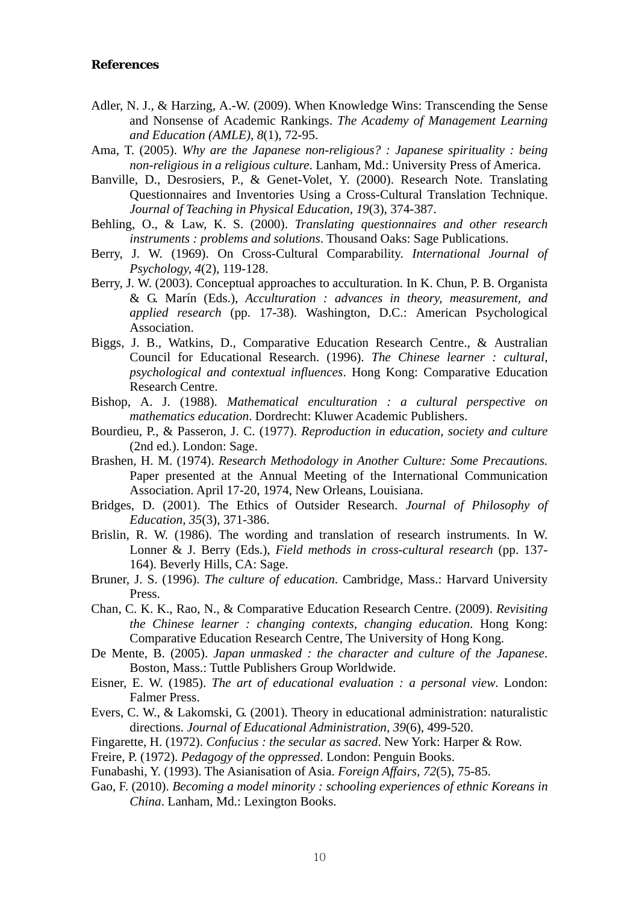**References**

Adler, N. J., & Harzing, A.-W. (2009). When Knowledge Wins: Transcending the Sense and Nonsense of Academic Rankings. *The Academy of Management Learning and Education (AMLE), 8*(1), 72-95.

Ama, T. (2005). *Why are the Japanese non-religious? : Japanese spirituality : being non-religious in a religious culture*. Lanham, Md.: University Press of America.

Banville, D., Desrosiers, P., & Genet-Volet, Y. (2000). Research Note. Translating Questionnaires and Inventories Using a Cross-Cultural Translation Technique. *Journal of Teaching in Physical Education, 19*(3), 374-387.

Behling, O., & Law, K. S. (2000). *Translating questionnaires and other research instruments : problems and solutions*. Thousand Oaks: Sage Publications.

Berry, J. W. (1969). On Cross-Cultural Comparability. *International Journal of Psychology, 4*(2), 119-128.

Berry, J. W. (2003). Conceptual approaches to acculturation. In K. Chun, P. B. Organista & G. Marín (Eds.), *Acculturation : advances in theory, measurement, and applied research* (pp. 17-38). Washington, D.C.: American Psychological Association.

Biggs, J. B., Watkins, D., Comparative Education Research Centre., & Australian Council for Educational Research. (1996). *The Chinese learner : cultural, psychological and contextual influences*. Hong Kong: Comparative Education Research Centre.

Bishop, A. J. (1988). *Mathematical enculturation : a cultural perspective on mathematics education*. Dordrecht: Kluwer Academic Publishers.

Bourdieu, P., & Passeron, J. C. (1977). *Reproduction in education, society and culture* (2nd ed.). London: Sage.

Brashen, H. M. (1974). *Research Methodology in Another Culture: Some Precautions.* Paper presented at the Annual Meeting of the International Communication Association. April 17-20, 1974, New Orleans, Louisiana.

Bridges, D. (2001). The Ethics of Outsider Research. *Journal of Philosophy of Education, 35*(3), 371-386.

Brislin, R. W. (1986). The wording and translation of research instruments. In W. Lonner & J. Berry (Eds.), *Field methods in cross-cultural research* (pp. 137-164). Beverly Hills, CA: Sage.

Bruner, J. S. (1996). *The culture of education*. Cambridge, Mass.: Harvard University Press.

Chan, C. K. K., Rao, N., & Comparative Education Research Centre. (2009). *Revisiting the Chinese learner : changing contexts, changing education*. Hong Kong: Comparative Education Research Centre, The University of Hong Kong.

De Mente, B. (2005). *Japan unmasked : the character and culture of the Japanese*. Boston, Mass.: Tuttle Publishers Group Worldwide.

Eisner, E. W. (1985). *The art of educational evaluation : a personal view*. London: Falmer Press.

Evers, C. W., & Lakomski, G. (2001). Theory in educational administration: naturalistic directions. *Journal of Educational Administration, 39*(6), 499-520.

Fingarette, H. (1972). *Confucius : the secular as sacred*. New York: Harper & Row.

Freire, P. (1972). *Pedagogy of the oppressed*. London: Penguin Books.

Funabashi, Y. (1993). The Asianisation of Asia. *Foreign Affairs, 72*(5), 75-85.

Gao, F. (2010). *Becoming a model minority : schooling experiences of ethnic Koreans in China*. Lanham, Md.: Lexington Books.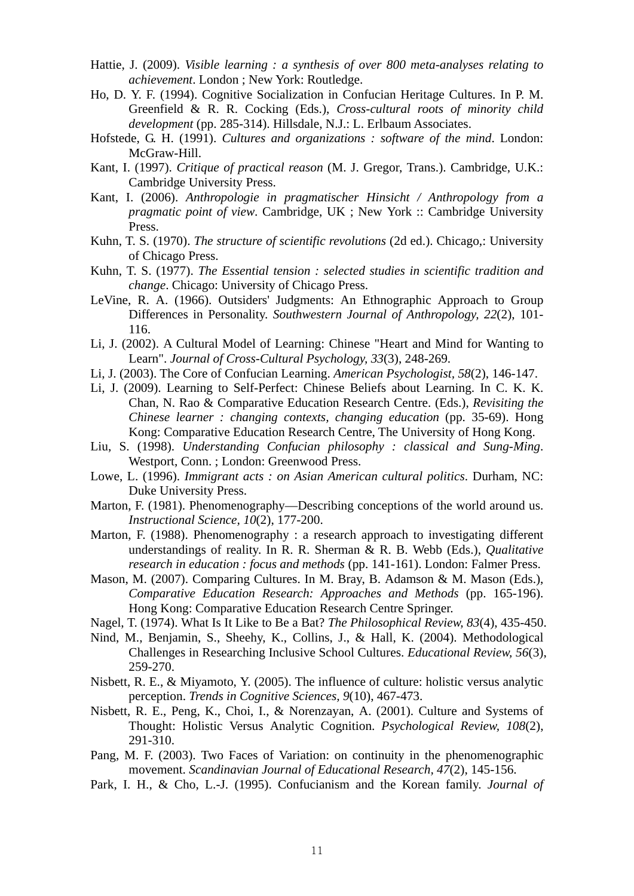Hattie, J. (2009). *Visible learning : a synthesis of over 800 meta-analyses relating to achievement*. London ; New York: Routledge.

Ho, D. Y. F. (1994). Cognitive Socialization in Confucian Heritage Cultures. In P. M. Greenfield & R. R. Cocking (Eds.), *Cross-cultural roots of minority child development* (pp. 285-314). Hillsdale, N.J.: L. Erlbaum Associates.

Hofstede, G. H. (1991). *Cultures and organizations : software of the mind*. London: McGraw-Hill.

Kant, I. (1997). *Critique of practical reason* (M. J. Gregor, Trans.). Cambridge, U.K.: Cambridge University Press.

Kant, I. (2006). *Anthropologie in pragmatischer Hinsicht / Anthropology from a pragmatic point of view*. Cambridge, UK ; New York :: Cambridge University Press.

Kuhn, T. S. (1970). *The structure of scientific revolutions* (2d ed.). Chicago,: University of Chicago Press.

Kuhn, T. S. (1977). *The Essential tension : selected studies in scientific tradition and change*. Chicago: University of Chicago Press.

LeVine, R. A. (1966). Outsiders' Judgments: An Ethnographic Approach to Group Differences in Personality. *Southwestern Journal of Anthropology, 22*(2), 101-116.

Li, J. (2002). A Cultural Model of Learning: Chinese "Heart and Mind for Wanting to Learn". *Journal of Cross-Cultural Psychology, 33*(3), 248-269.

Li, J. (2003). The Core of Confucian Learning. *American Psychologist, 58*(2), 146-147.

Li, J. (2009). Learning to Self-Perfect: Chinese Beliefs about Learning. In C. K. K. Chan, N. Rao & Comparative Education Research Centre. (Eds.), *Revisiting the Chinese learner : changing contexts, changing education* (pp. 35-69). Hong Kong: Comparative Education Research Centre, The University of Hong Kong.

Liu, S. (1998). *Understanding Confucian philosophy : classical and Sung-Ming*. Westport, Conn. ; London: Greenwood Press.

Lowe, L. (1996). *Immigrant acts : on Asian American cultural politics*. Durham, NC: Duke University Press.

Marton, F. (1981). Phenomenography—Describing conceptions of the world around us. *Instructional Science, 10*(2), 177-200.

Marton, F. (1988). Phenomenography : a research approach to investigating different understandings of reality. In R. R. Sherman & R. B. Webb (Eds.), *Qualitative research in education : focus and methods* (pp. 141-161). London: Falmer Press.

Mason, M. (2007). Comparing Cultures. In M. Bray, B. Adamson & M. Mason (Eds.), *Comparative Education Research: Approaches and Methods* (pp. 165-196). Hong Kong: Comparative Education Research Centre Springer.

Nagel, T. (1974). What Is It Like to Be a Bat? *The Philosophical Review, 83*(4), 435-450.

Nind, M., Benjamin, S., Sheehy, K., Collins, J., & Hall, K. (2004). Methodological Challenges in Researching Inclusive School Cultures. *Educational Review, 56*(3), 259-270.

Nisbett, R. E., & Miyamoto, Y. (2005). The influence of culture: holistic versus analytic perception. *Trends in Cognitive Sciences, 9*(10), 467-473.

Nisbett, R. E., Peng, K., Choi, I., & Norenzayan, A. (2001). Culture and Systems of Thought: Holistic Versus Analytic Cognition. *Psychological Review, 108*(2), 291-310.

Pang, M. F. (2003). Two Faces of Variation: on continuity in the phenomenographic movement. *Scandinavian Journal of Educational Research, 47*(2), 145-156.

Park, I. H., & Cho, L.-J. (1995). Confucianism and the Korean family. *Journal of*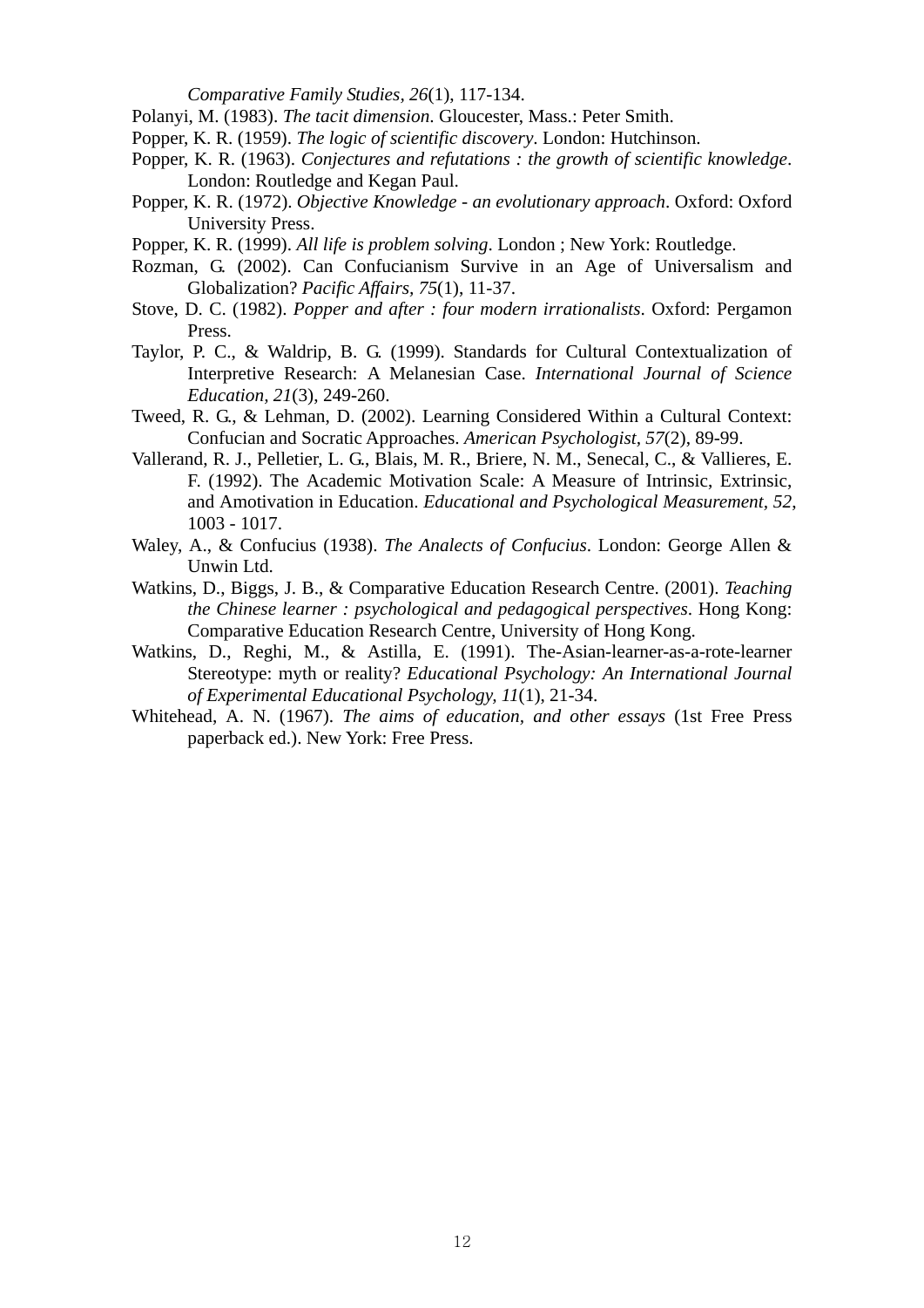*Comparative Family Studies, 26*(1), 117-134.

Polanyi, M. (1983). *The tacit dimension*. Gloucester, Mass.: Peter Smith.

Popper, K. R. (1959). *The logic of scientific discovery*. London: Hutchinson.

Popper, K. R. (1963). *Conjectures and refutations : the growth of scientific knowledge*. London: Routledge and Kegan Paul.

Popper, K. R. (1972). *Objective Knowledge - an evolutionary approach*. Oxford: Oxford University Press.

Popper, K. R. (1999). *All life is problem solving*. London ; New York: Routledge.

Rozman, G. (2002). Can Confucianism Survive in an Age of Universalism and Globalization? *Pacific Affairs, 75*(1), 11-37.

Stove, D. C. (1982). *Popper and after : four modern irrationalists*. Oxford: Pergamon Press.

Taylor, P. C., & Waldrip, B. G. (1999). Standards for Cultural Contextualization of Interpretive Research: A Melanesian Case. *International Journal of Science Education, 21*(3), 249-260.

Tweed, R. G., & Lehman, D. (2002). Learning Considered Within a Cultural Context: Confucian and Socratic Approaches. *American Psychologist, 57*(2), 89-99.

Vallerand, R. J., Pelletier, L. G., Blais, M. R., Briere, N. M., Senecal, C., & Vallieres, E. F. (1992). The Academic Motivation Scale: A Measure of Intrinsic, Extrinsic, and Amotivation in Education. *Educational and Psychological Measurement, 52*, 1003 - 1017.

Waley, A., & Confucius (1938). *The Analects of Confucius*. London: George Allen & Unwin Ltd.

Watkins, D., Biggs, J. B., & Comparative Education Research Centre. (2001). *Teaching the Chinese learner : psychological and pedagogical perspectives*. Hong Kong: Comparative Education Research Centre, University of Hong Kong.

Watkins, D., Reghi, M., & Astilla, E. (1991). The-Asian-learner-as-a-rote-learner Stereotype: myth or reality? *Educational Psychology: An International Journal of Experimental Educational Psychology, 11*(1), 21-34.

Whitehead, A. N. (1967). *The aims of education, and other essays* (1st Free Press paperback ed.). New York: Free Press.